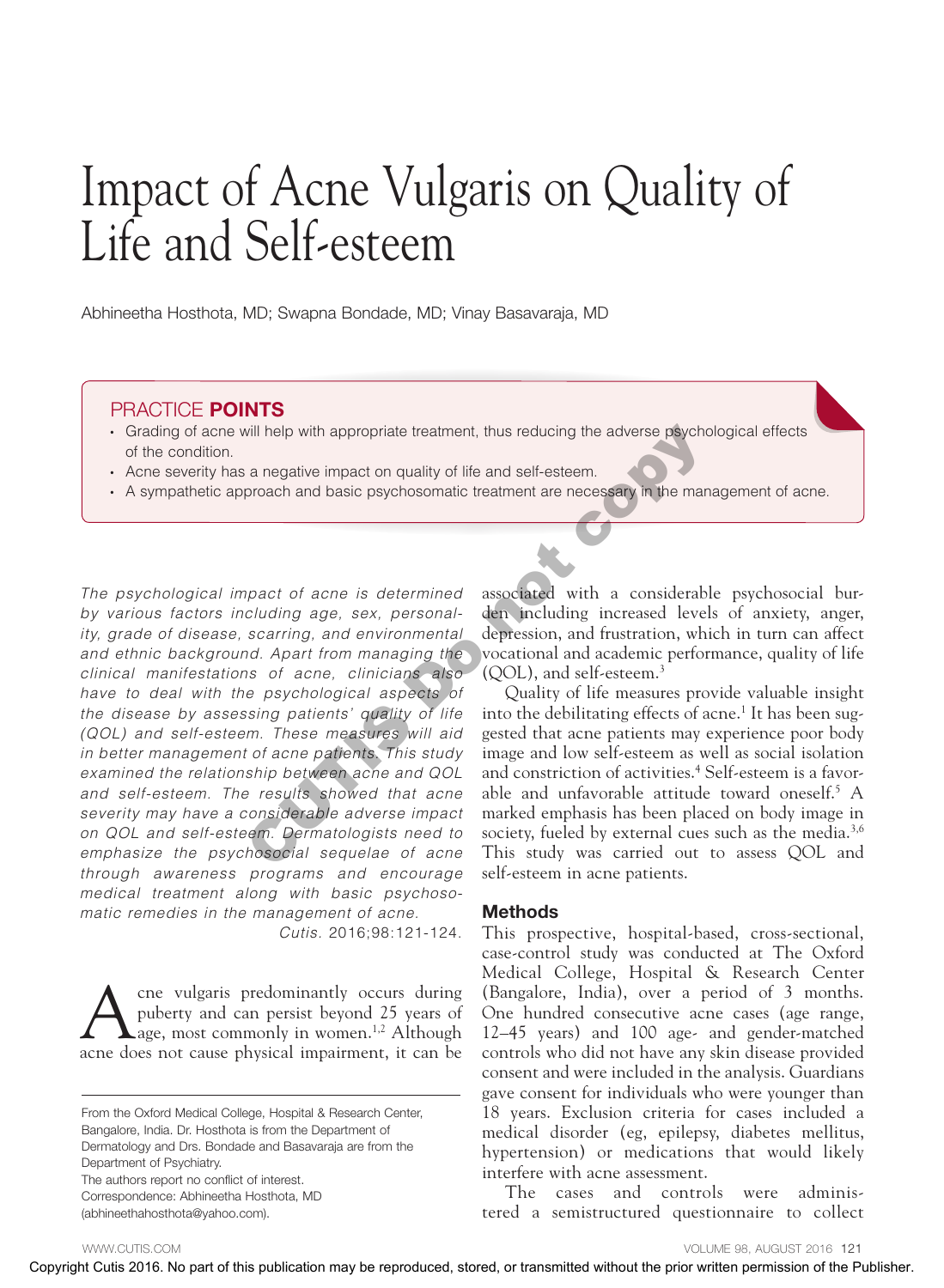# Impact of Acne Vulgaris on Quality of Life and Self-esteem

Abhineetha Hosthota, MD; Swapna Bondade, MD; Vinay Basavaraja, MD

## PRACTICE POINTS

- Grading of acne will help with appropriate treatment, thus reducing the adverse psychological effects of the condition.
- Acne severity has a negative impact on quality of life and self-esteem.
- A sympathetic approach and basic psychosomatic treatment are necessary in the management of acne.

*The psychological impact of acne is determined by various factors including age, sex, personality, grade of disease, scarring, and environmental and ethnic background. Apart from managing the clinical manifestations of acne, clinicians also have to deal with the psychological aspects of the disease by assessing patients' quality of life (QOL) and self-esteem. These measures will aid in better management of acne patients. This study examined the relationship between acne and QOL and self-esteem. The results showed that acne severity may have a considerable adverse impact on QOL and self-esteem. Dermatologists need to emphasize the psychosocial sequelae of acne through awareness programs and encourage medical treatment along with basic psychosomatic remedies in the management of acne.*

*Cutis.* 2016;98:121-124.

Acne vulgaris predominantly occurs during puberty and can persist beyond 25 years of age, most commonly in women.[1,2] Although acne does not cause physical impairment, it can be associated with a considerable psychosocial burden including increased levels of anxiety, anger, depression, and frustration, which in turn can affect vocational and academic performance, quality of life (QOL), and self-esteem.[3]

Quality of life measures provide valuable insight into the debilitating effects of acne.[1] It has been suggested that acne patients may experience poor body image and low self-esteem as well as social isolation and constriction of activities.[4] Self-esteem is a favorable and unfavorable attitude toward oneself.[5] A marked emphasis has been placed on body image in society, fueled by external cues such as the media.[3,6] This study was carried out to assess QOL and self-esteem in acne patients.

## Methods

This prospective, hospital-based, cross-sectional, case-control study was conducted at The Oxford Medical College, Hospital & Research Center (Bangalore, India), over a period of 3 months. One hundred consecutive acne cases (age range, 12–45 years) and 100 age- and gender-matched controls who did not have any skin disease provided consent and were included in the analysis. Guardians gave consent for individuals who were younger than 18 years. Exclusion criteria for cases included a medical disorder (eg, epilepsy, diabetes mellitus, hypertension) or medications that would likely interfere with acne assessment.

The cases and controls were administered a semistructured questionnaire to collect

---

From the Oxford Medical College, Hospital & Research Center, Bangalore, India. Dr. Hosthota is from the Department of Dermatology and Drs. Bondade and Basavaraja are from the Department of Psychiatry.

The authors report no conflict of interest.

Correspondence: Abhineetha Hosthota, MD (abhineethahosthota@yahoo.com).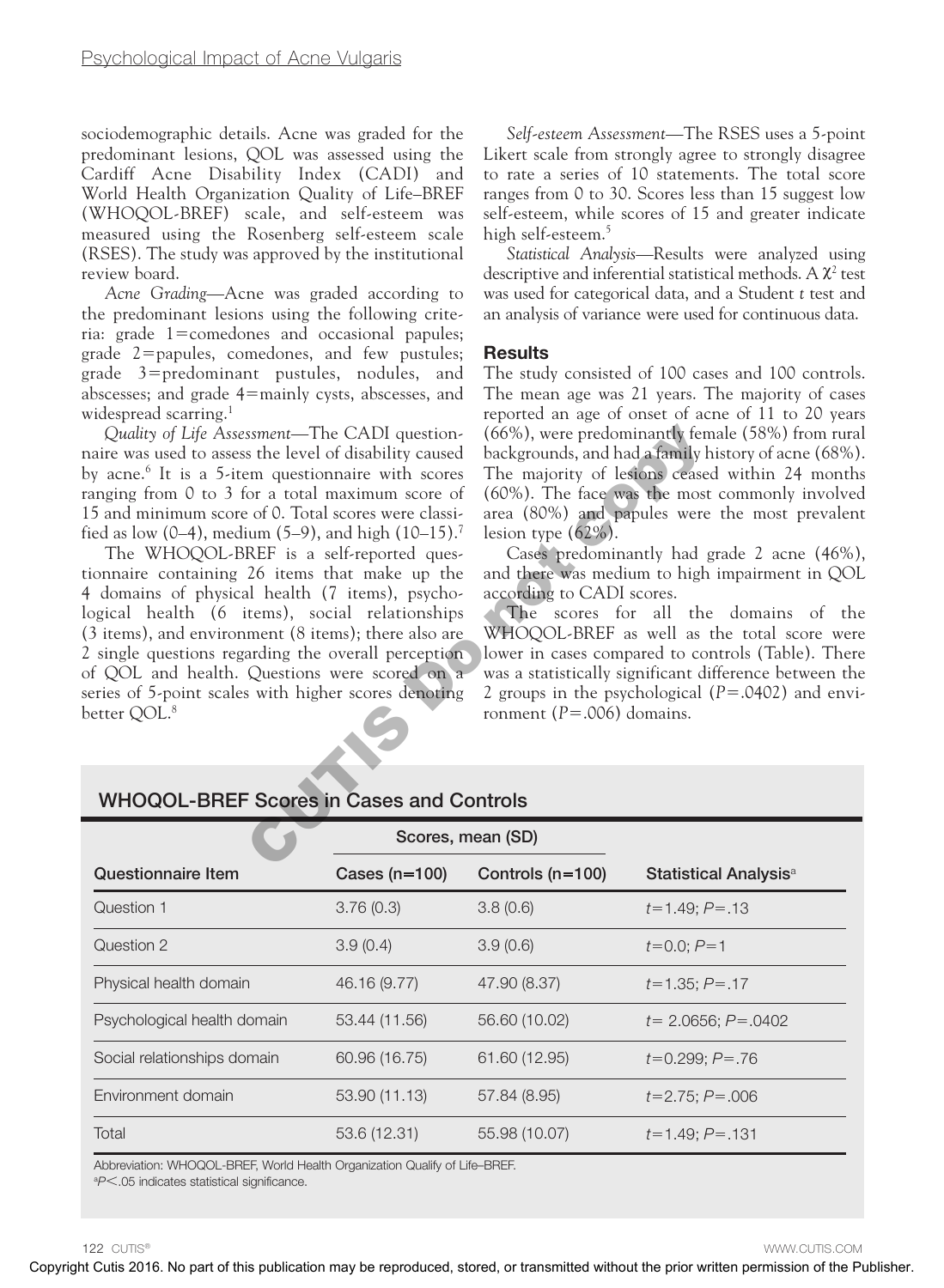sociodemographic details. Acne was graded for the predominant lesions, QOL was assessed using the Cardiff Acne Disability Index (CADI) and World Health Organization Quality of Life–BREF (WHOQOL-BREF) scale, and self-esteem was measured using the Rosenberg self-esteem scale (RSES). The study was approved by the institutional review board.

*Acne Grading*—Acne was graded according to the predominant lesions using the following criteria: grade 1=comedones and occasional papules; grade 2=papules, comedones, and few pustules; grade 3=predominant pustules, nodules, and abscesses; and grade 4=mainly cysts, abscesses, and widespread scarring.[1]

*Quality of Life Assessment*—The CADI questionnaire was used to assess the level of disability caused by acne.[6] It is a 5-item questionnaire with scores ranging from 0 to 3 for a total maximum score of 15 and minimum score of 0. Total scores were classified as low (0–4), medium (5–9), and high (10–15).[7]

The WHOQOL-BREF is a self-reported questionnaire containing 26 items that make up the 4 domains of physical health (7 items), psychological health (6 items), social relationships (3 items), and environment (8 items); there also are 2 single questions regarding the overall perception of QOL and health. Questions were scored on a series of 5-point scales with higher scores denoting better QOL.[8]

*Self-esteem Assessment*—The RSES uses a 5-point Likert scale from strongly agree to strongly disagree to rate a series of 10 statements. The total score ranges from 0 to 30. Scores less than 15 suggest low self-esteem, while scores of 15 and greater indicate high self-esteem.[5]

*Statistical Analysis*—Results were analyzed using descriptive and inferential statistical methods. A $\chi^2$ test was used for categorical data, and a Student *t* test and an analysis of variance were used for continuous data.

## Results

The study consisted of 100 cases and 100 controls. The mean age was 21 years. The majority of cases reported an age of onset of acne of 11 to 20 years (66%), were predominantly female (58%) from rural backgrounds, and had a family history of acne (68%). The majority of lesions ceased within 24 months (60%). The face was the most commonly involved area (80%) and papules were the most prevalent lesion type (62%).

Cases predominantly had grade 2 acne (46%), and there was medium to high impairment in QOL according to CADI scores.

The scores for all the domains of the WHOQOL-BREF as well as the total score were lower in cases compared to controls (Table). There was a statistically significant difference between the 2 groups in the psychological ($P=.0402$) and environment ($P=.006$) domains.

### WHOQOL-BREF Scores in Cases and Controls

| | Scores, mean (SD) | | |
|---|---|---|---|
| Questionnaire Item | Cases (n=100) | Controls (n=100) | Statistical Analysis[a] |
| Question 1 | 3.76 (0.3) | 3.8 (0.6) | $t=1.49$; $P=.13$ |
| Question 2 | 3.9 (0.4) | 3.9 (0.6) | $t=0.0$; $P=1$ |
| Physical health domain | 46.16 (9.77) | 47.90 (8.37) | $t=1.35$; $P=.17$ |
| Psychological health domain | 53.44 (11.56) | 56.60 (10.02) | $t=2.0656$; $P=.0402$ |
| Social relationships domain | 60.96 (16.75) | 61.60 (12.95) | $t=0.299$; $P=.76$ |
| Environment domain | 53.90 (11.13) | 57.84 (8.95) | $t=2.75$; $P=.006$ |
| Total | 53.6 (12.31) | 55.98 (10.07) | $t=1.49$; $P=.131$ |

Abbreviation: WHOQOL-BREF, World Health Organization Qualify of Life–BREF.
[a]$P<.05$ indicates statistical significance.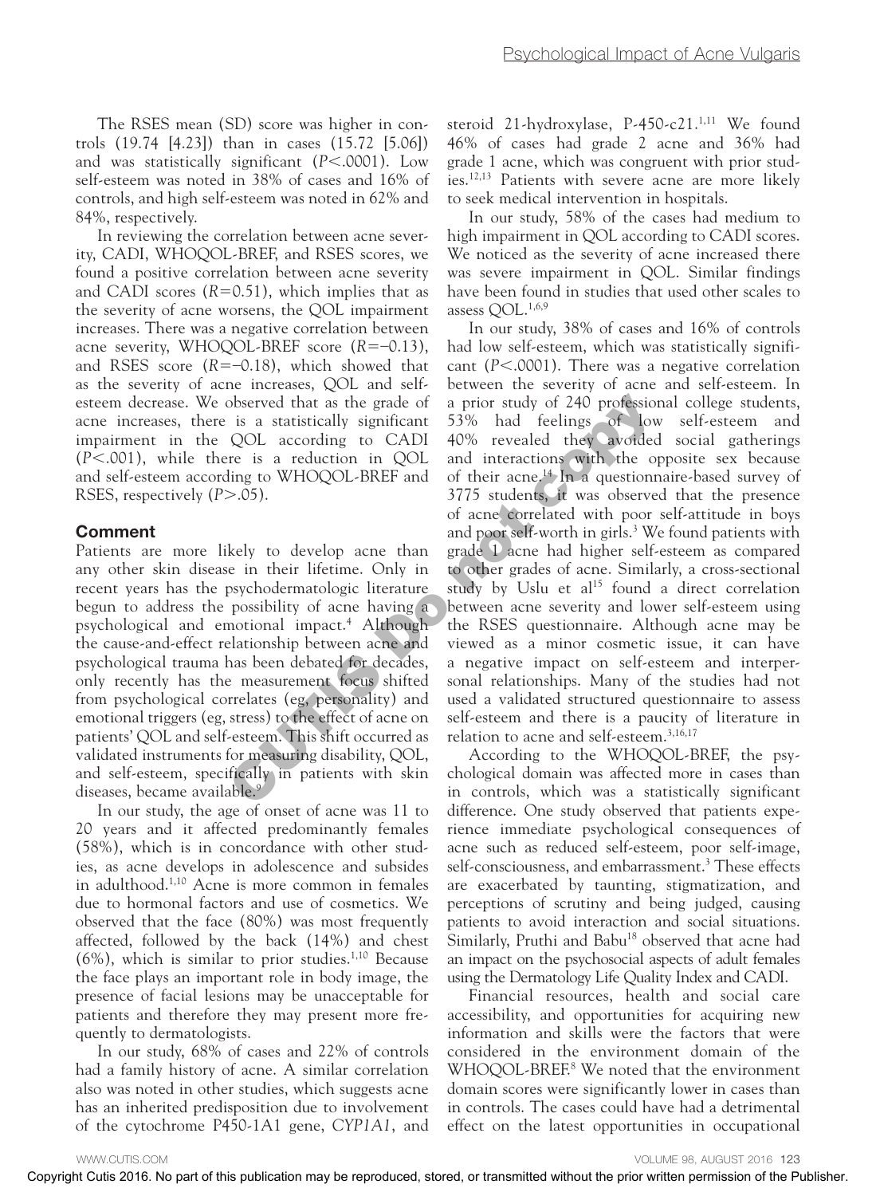The RSES mean (SD) score was higher in controls (19.74 [4.23]) than in cases (15.72 [5.06]) and was statistically significant ($P<.0001$). Low self-esteem was noted in 38% of cases and 16% of controls, and high self-esteem was noted in 62% and 84%, respectively.

In reviewing the correlation between acne severity, CADI, WHOQOL-BREF, and RSES scores, we found a positive correlation between acne severity and CADI scores ($R=0.51$), which implies that as the severity of acne worsens, the QOL impairment increases. There was a negative correlation between acne severity, WHOQOL-BREF score ($R=-0.13$), and RSES score ($R=-0.18$), which showed that as the severity of acne increases, QOL and self-esteem decrease. We observed that as the grade of acne increases, there is a statistically significant impairment in the QOL according to CADI ($P<.001$), while there is a reduction in QOL and self-esteem according to WHOQOL-BREF and RSES, respectively ($P>.05$).

## Comment

Patients are more likely to develop acne than any other skin disease in their lifetime. Only in recent years has the psychodermatologic literature begun to address the possibility of acne having a psychological and emotional impact.[4] Although the cause-and-effect relationship between acne and psychological trauma has been debated for decades, only recently has the measurement focus shifted from psychological correlates (eg, personality) and emotional triggers (eg, stress) to the effect of acne on patients' QOL and self-esteem. This shift occurred as validated instruments for measuring disability, QOL, and self-esteem, specifically in patients with skin diseases, became available.[9]

In our study, the age of onset of acne was 11 to 20 years and it affected predominantly females (58%), which is in concordance with other studies, as acne develops in adolescence and subsides in adulthood.[1,10] Acne is more common in females due to hormonal factors and use of cosmetics. We observed that the face (80%) was most frequently affected, followed by the back (14%) and chest (6%), which is similar to prior studies.[1,10] Because the face plays an important role in body image, the presence of facial lesions may be unacceptable for patients and therefore they may present more frequently to dermatologists.

In our study, 68% of cases and 22% of controls had a family history of acne. A similar correlation also was noted in other studies, which suggests acne has an inherited predisposition due to involvement of the cytochrome P450-1A1 gene, *CYP1A1*, and steroid 21-hydroxylase, P-450-c21.[1,11] We found 46% of cases had grade 2 acne and 36% had grade 1 acne, which was congruent with prior studies.[12,13] Patients with severe acne are more likely to seek medical intervention in hospitals.

In our study, 58% of the cases had medium to high impairment in QOL according to CADI scores. We noticed as the severity of acne increased there was severe impairment in QOL. Similar findings have been found in studies that used other scales to assess QOL.[1,6,9]

In our study, 38% of cases and 16% of controls had low self-esteem, which was statistically significant ($P<.0001$). There was a negative correlation between the severity of acne and self-esteem. In a prior study of 240 professional college students, 53% had feelings of low self-esteem and 40% revealed they avoided social gatherings and interactions with the opposite sex because of their acne.[14] In a questionnaire-based survey of 3775 students, it was observed that the presence of acne correlated with poor self-attitude in boys and poor self-worth in girls.[3] We found patients with grade 1 acne had higher self-esteem as compared to other grades of acne. Similarly, a cross-sectional study by Uslu et al[15] found a direct correlation between acne severity and lower self-esteem using the RSES questionnaire. Although acne may be viewed as a minor cosmetic issue, it can have a negative impact on self-esteem and interpersonal relationships. Many of the studies had not used a validated structured questionnaire to assess self-esteem and there is a paucity of literature in relation to acne and self-esteem.[3,16,17]

According to the WHOQOL-BREF, the psychological domain was affected more in cases than in controls, which was a statistically significant difference. One study observed that patients experience immediate psychological consequences of acne such as reduced self-esteem, poor self-image, self-consciousness, and embarrassment.[3] These effects are exacerbated by taunting, stigmatization, and perceptions of scrutiny and being judged, causing patients to avoid interaction and social situations. Similarly, Pruthi and Babu[18] observed that acne had an impact on the psychosocial aspects of adult females using the Dermatology Life Quality Index and CADI.

Financial resources, health and social care accessibility, and opportunities for acquiring new information and skills were the factors that were considered in the environment domain of the WHOQOL-BREF.[8] We noted that the environment domain scores were significantly lower in cases than in controls. The cases could have had a detrimental effect on the latest opportunities in occupational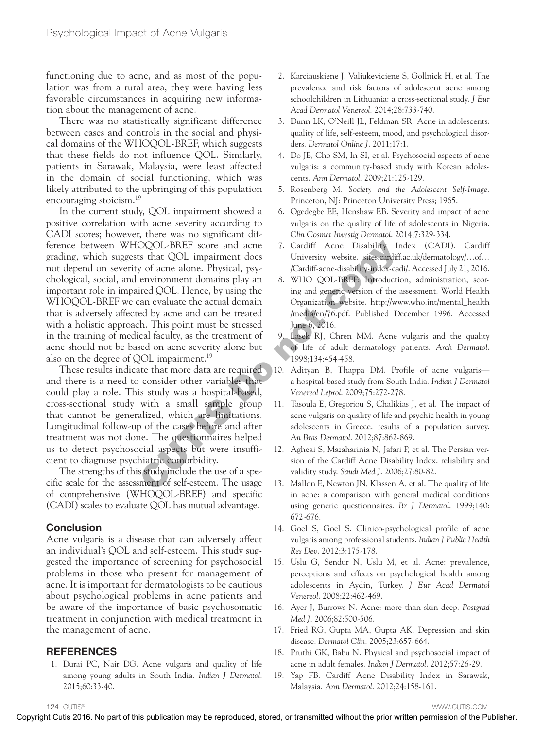functioning due to acne, and as most of the population was from a rural area, they were having less favorable circumstances in acquiring new information about the management of acne.

There was no statistically significant difference between cases and controls in the social and physical domains of the WHOQOL-BREF, which suggests that these fields do not influence QOL. Similarly, patients in Sarawak, Malaysia, were least affected in the domain of social functioning, which was likely attributed to the upbringing of this population encouraging stoicism.[19]

In the current study, QOL impairment showed a positive correlation with acne severity according to CADI scores; however, there was no significant difference between WHOQOL-BREF score and acne grading, which suggests that QOL impairment does not depend on severity of acne alone. Physical, psychological, social, and environment domains play an important role in impaired QOL. Hence, by using the WHOQOL-BREF we can evaluate the actual domain that is adversely affected by acne and can be treated with a holistic approach. This point must be stressed in the training of medical faculty, as the treatment of acne should not be based on acne severity alone but also on the degree of QOL impairment.[19]

These results indicate that more data are required and there is a need to consider other variables that could play a role. This study was a hospital-based, cross-sectional study with a small sample group that cannot be generalized, which are limitations. Longitudinal follow-up of the cases before and after treatment was not done. The questionnaires helped us to detect psychosocial aspects but were insufficient to diagnose psychiatric comorbidity.

The strengths of this study include the use of a specific scale for the assessment of self-esteem. The usage of comprehensive (WHOQOL-BREF) and specific (CADI) scales to evaluate QOL has mutual advantage.

## Conclusion

Acne vulgaris is a disease that can adversely affect an individual's QOL and self-esteem. This study suggested the importance of screening for psychosocial problems in those who present for management of acne. It is important for dermatologists to be cautious about psychological problems in acne patients and be aware of the importance of basic psychosomatic treatment in conjunction with medical treatment in the management of acne.

## REFERENCES

1. Durai PC, Nair DG. Acne vulgaris and quality of life among young adults in South India. *Indian J Dermatol*. 2015;60:33-40.
2. Karciauskiene J, Valiukeviciene S, Gollnick H, et al. The prevalence and risk factors of adolescent acne among schoolchildren in Lithuania: a cross-sectional study. *J Eur Acad Dermatol Venereol*. 2014;28:733-740.
3. Dunn LK, O'Neill JL, Feldman SR. Acne in adolescents: quality of life, self-esteem, mood, and psychological disorders. *Dermatol Online J*. 2011;17:1.
4. Do JE, Cho SM, In SI, et al. Psychosocial aspects of acne vulgaris: a community-based study with Korean adolescents. *Ann Dermatol*. 2009;21:125-129.
5. Rosenberg M. *Society and the Adolescent Self-Image*. Princeton, NJ: Princeton University Press; 1965.
6. Ogedegbe EE, Henshaw EB. Severity and impact of acne vulgaris on the quality of life of adolescents in Nigeria. *Clin Cosmet Investig Dermatol*. 2014;7:329-334.
7. Cardiff Acne Disability Index (CADI). Cardiff University website. sites.cardiff.ac.uk/dermatology/…of… /Cardiff-acne-disability-index-cadi/. Accessed July 21, 2016.
8. WHO QOL-BREF: Introduction, administration, scoring and generic version of the assessment. World Health Organization website. http://www.who.int/mental_health /media/en/76.pdf. Published December 1996. Accessed June 6, 2016.
9. Lasek RJ, Chren MM. Acne vulgaris and the quality of life of adult dermatology patients. *Arch Dermatol*. 1998;134:454-458.
10. Adityan B, Thappa DM. Profile of acne vulgaris—a hospital-based study from South India. *Indian J Dermatol Venereol Leprol*. 2009;75:272-278.
11. Tasoula E, Gregoriou S, Chalikias J, et al. The impact of acne vulgaris on quality of life and psychic health in young adolescents in Greece. results of a population survey. *An Bras Dermatol*. 2012;87:862-869.
12. Agheai S, Mazaharinia N, Jafari P, et al. The Persian version of the Cardiff Acne Disability Index. reliability and validity study. *Saudi Med J*. 2006;27:80-82.
13. Mallon E, Newton JN, Klassen A, et al. The quality of life in acne: a comparison with general medical conditions using generic questionnaires. *Br J Dermatol*. 1999;140: 672-676.
14. Goel S, Goel S. Clinico-psychological profile of acne vulgaris among professional students. *Indian J Public Health Res Dev*. 2012;3:175-178.
15. Uslu G, Sendur N, Uslu M, et al. Acne: prevalence, perceptions and effects on psychological health among adolescents in Aydin, Turkey. *J Eur Acad Dermatol Venereol*. 2008;22:462-469.
16. Ayer J, Burrows N. Acne: more than skin deep. *Postgrad Med J*. 2006;82:500-506.
17. Fried RG, Gupta MA, Gupta AK. Depression and skin disease. *Dermatol Clin*. 2005;23:657-664.
18. Pruthi GK, Babu N. Physical and psychosocial impact of acne in adult females. *Indian J Dermatol*. 2012;57:26-29.
19. Yap FB. Cardiff Acne Disability Index in Sarawak, Malaysia. *Ann Dermatol*. 2012;24:158-161.